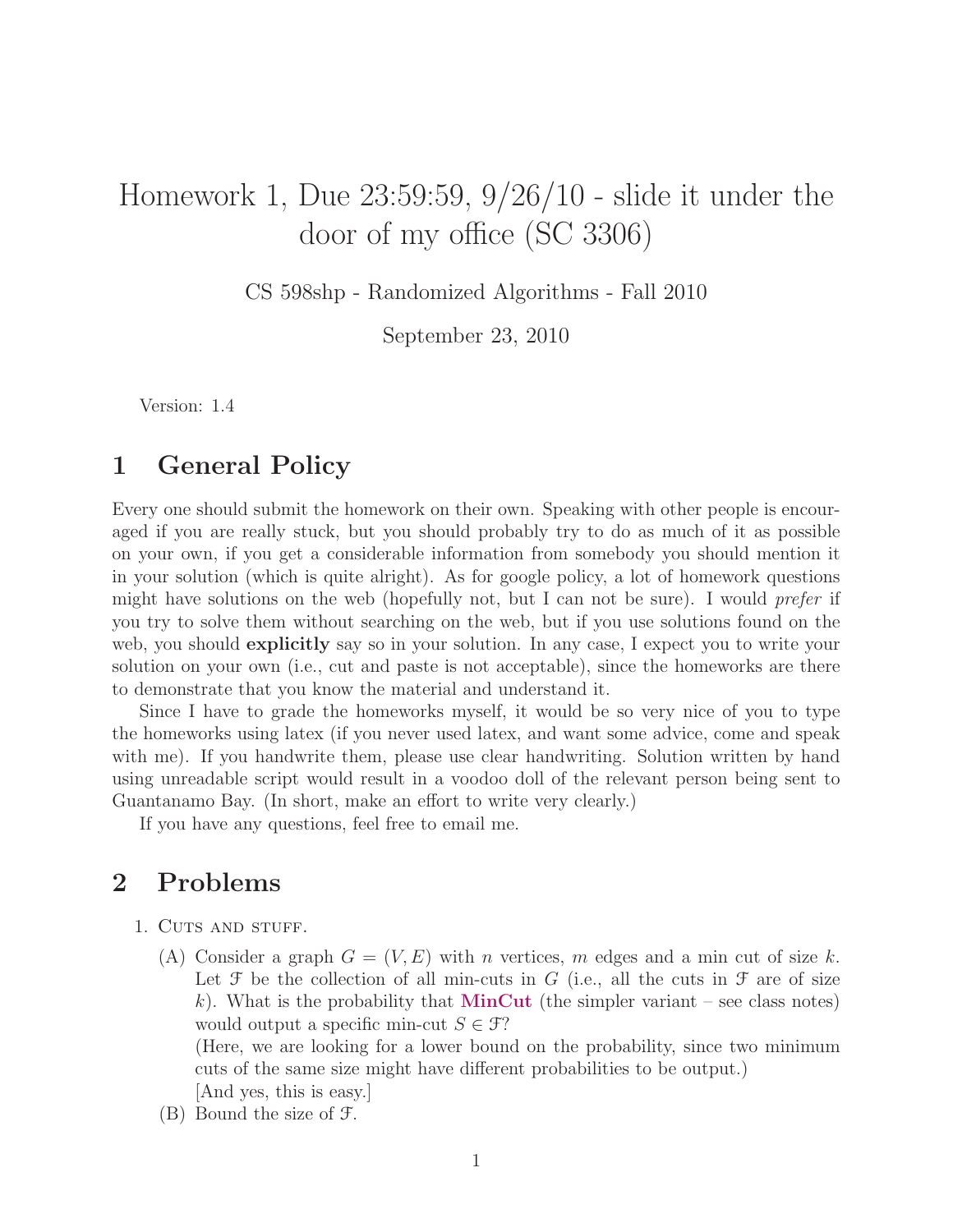# Homework 1, Due 23:59:59, 9/26/10 - slide it under the door of my office (SC 3306)

CS 598shp - Randomized Algorithms - Fall 2010

September 23, 2010

Version: 1.4

## 1 General Policy

Every one should submit the homework on their own. Speaking with other people is encouraged if you are really stuck, but you should probably try to do as much of it as possible on your own, if you get a considerable information from somebody you should mention it in your solution (which is quite alright). As for google policy, a lot of homework questions might have solutions on the web (hopefully not, but I can not be sure). I would *prefer* if you try to solve them without searching on the web, but if you use solutions found on the web, you should **explicitly** say so in your solution. In any case, I expect you to write your solution on your own (i.e., cut and paste is not acceptable), since the homeworks are there to demonstrate that you know the material and understand it.

Since I have to grade the homeworks myself, it would be so very nice of you to type the homeworks using latex (if you never used latex, and want some advice, come and speak with me). If you handwrite them, please use clear handwriting. Solution written by hand using unreadable script would result in a voodoo doll of the relevant person being sent to Guantanamo Bay. (In short, make an effort to write very clearly.)

If you have any questions, feel free to email me.

## 2 Problems

1. Cuts and stuff.

   (A) Consider a graph $G = (V, E)$ with $n$ vertices, $m$ edges and a min cut of size $k$. Let $\mathcal{F}$ be the collection of all min-cuts in $G$ (i.e., all the cuts in $\mathcal{F}$ are of size $k$). What is the probability that **MinCut** (the simpler variant – see class notes) would output a specific min-cut $S \in \mathcal{F}$?
   (Here, we are looking for a lower bound on the probability, since two minimum cuts of the same size might have different probabilities to be output.)
   [And yes, this is easy.]

   (B) Bound the size of $\mathcal{F}$.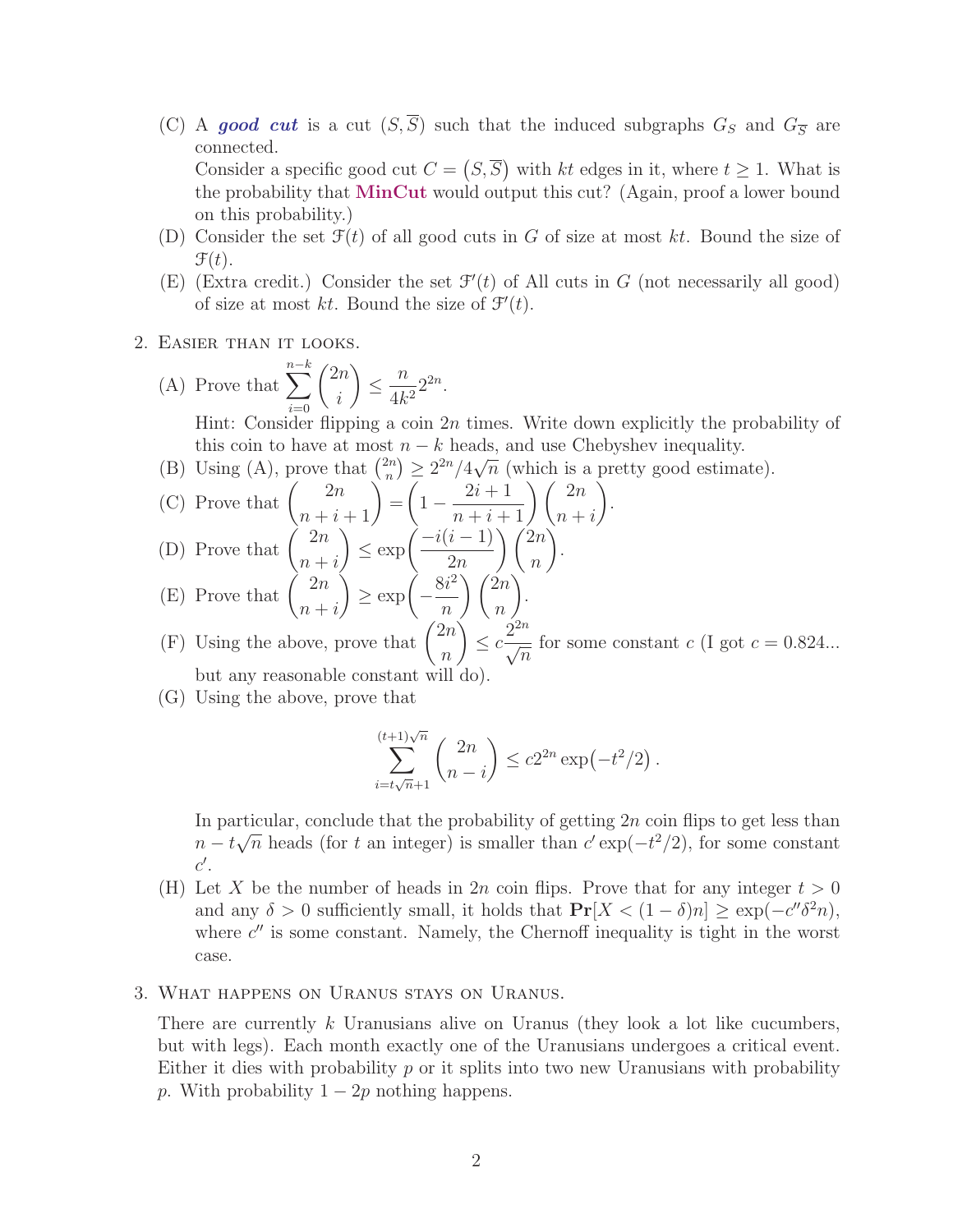(C) A ***good cut*** is a cut $(S, \overline{S})$ such that the induced subgraphs $G_S$ and $G_{\overline{S}}$ are connected.

Consider a specific good cut $C = (S, \overline{S})$ with $kt$ edges in it, where $t \geq 1$. What is the probability that **MinCut** would output this cut? (Again, proof a lower bound on this probability.)

(D) Consider the set $\mathcal{F}(t)$ of all good cuts in $G$ of size at most $kt$. Bound the size of $\mathcal{F}(t)$.

(E) (Extra credit.) Consider the set $\mathcal{F}'(t)$ of All cuts in $G$ (not necessarily all good) of size at most $kt$. Bound the size of $\mathcal{F}'(t)$.

2. Easier than it looks.

(A) Prove that $\displaystyle\sum_{i=0}^{n-k} \binom{2n}{i} \leq \frac{n}{4k^2} 2^{2n}$.

Hint: Consider flipping a coin $2n$ times. Write down explicitly the probability of this coin to have at most $n-k$ heads, and use Chebyshev inequality.

(B) Using (A), prove that $\binom{2n}{n} \geq 2^{2n}/4\sqrt{n}$ (which is a pretty good estimate).

(C) Prove that $\displaystyle\binom{2n}{n+i+1} = \left(1 - \frac{2i+1}{n+i+1}\right)\binom{2n}{n+i}$.

(D) Prove that $\displaystyle\binom{2n}{n+i} \leq \exp\left(\frac{-i(i-1)}{2n}\right)\binom{2n}{n}$.

(E) Prove that $\displaystyle\binom{2n}{n+i} \geq \exp\left(-\frac{8i^2}{n}\right)\binom{2n}{n}$.

(F) Using the above, prove that $\displaystyle\binom{2n}{n} \leq c\frac{2^{2n}}{\sqrt{n}}$ for some constant $c$ (I got $c = 0.824...$ but any reasonable constant will do).

(G) Using the above, prove that

$$\sum_{i=t\sqrt{n}+1}^{(t+1)\sqrt{n}} \binom{2n}{n-i} \leq c2^{2n}\exp\left(-t^2/2\right).$$

In particular, conclude that the probability of getting $2n$ coin flips to get less than $n - t\sqrt{n}$ heads (for $t$ an integer) is smaller than $c'\exp(-t^2/2)$, for some constant $c'$.

(H) Let $X$ be the number of heads in $2n$ coin flips. Prove that for any integer $t > 0$ and any $\delta > 0$ sufficiently small, it holds that $\mathbf{Pr}[X < (1-\delta)n] \geq \exp(-c''\delta^2 n)$, where $c''$ is some constant. Namely, the Chernoff inequality is tight in the worst case.

3. What happens on Uranus stays on Uranus.

There are currently $k$ Uranusians alive on Uranus (they look a lot like cucumbers, but with legs). Each month exactly one of the Uranusians undergoes a critical event. Either it dies with probability $p$ or it splits into two new Uranusians with probability $p$. With probability $1 - 2p$ nothing happens.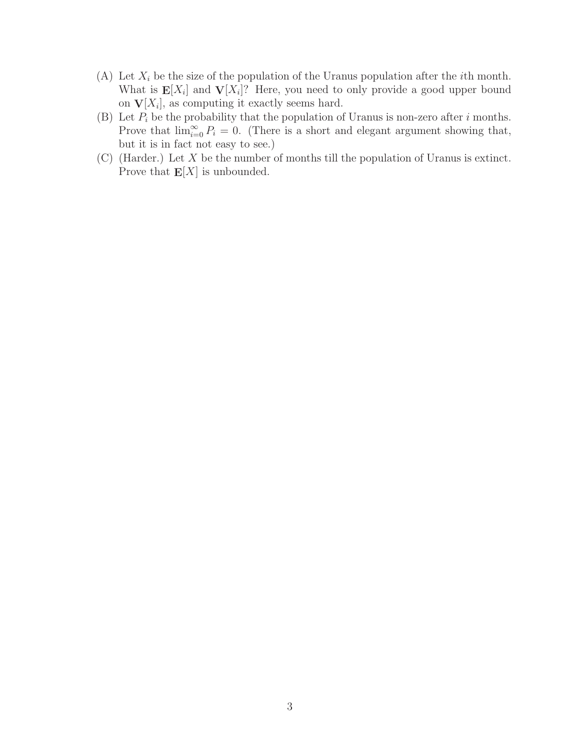(A) Let $X_i$ be the size of the population of the Uranus population after the $i$th month. What is $\mathbf{E}[X_i]$ and $\mathbf{V}[X_i]$? Here, you need to only provide a good upper bound on $\mathbf{V}[X_i]$, as computing it exactly seems hard.

(B) Let $P_i$ be the probability that the population of Uranus is non-zero after $i$ months. Prove that $\lim_{i=0}^{\infty} P_i = 0$. (There is a short and elegant argument showing that, but it is in fact not easy to see.)

(C) (Harder.) Let $X$ be the number of months till the population of Uranus is extinct. Prove that $\mathbf{E}[X]$ is unbounded.